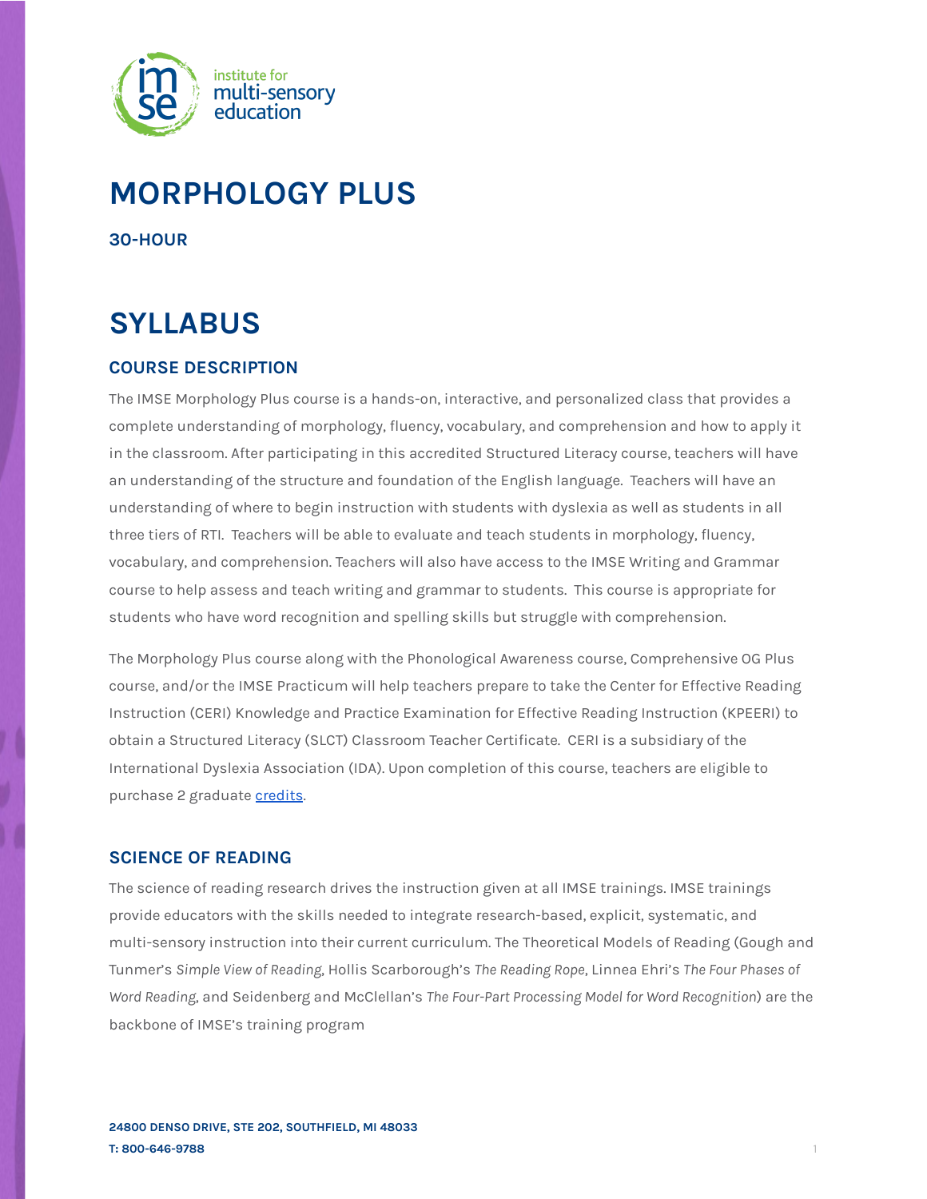# MORPHOLOGY PLUS

**30-HOUR**

# SYLLABUS

## COURSE DESCRIPTION

The IMSE Morphology Plus course is a hands-on, interactive, and personalized class that provides a complete understanding of morphology, fluency, vocabulary, and comprehension and how to apply it in the classroom. After participating in this accredited Structured Literacy course, teachers will have an understanding of the structure and foundation of the English language. Teachers will have an understanding of where to begin instruction with students with dyslexia as well as students in all three tiers of RTI. Teachers will be able to evaluate and teach students in morphology, fluency, vocabulary, and comprehension. Teachers will also have access to the IMSE Writing and Grammar course to help assess and teach writing and grammar to students. This course is appropriate for students who have word recognition and spelling skills but struggle with comprehension.

The Morphology Plus course along with the Phonological Awareness course, Comprehensive OG Plus course, and/or the IMSE Practicum will help teachers prepare to take the Center for Effective Reading Instruction (CERI) Knowledge and Practice Examination for Effective Reading Instruction (KPEERI) to obtain a Structured Literacy (SLCT) Classroom Teacher Certificate. CERI is a subsidiary of the International Dyslexia Association (IDA). Upon completion of this course, teachers are eligible to purchase 2 graduate credits.

## SCIENCE OF READING

The science of reading research drives the instruction given at all IMSE trainings. IMSE trainings provide educators with the skills needed to integrate research-based, explicit, systematic, and multi-sensory instruction into their current curriculum. The Theoretical Models of Reading (Gough and Tunmer's *Simple View of Reading*, Hollis Scarborough's *The Reading Rope*, Linnea Ehri's *The Four Phases of Word Reading*, and Seidenberg and McClellan's *The Four-Part Processing Model for Word Recognition*) are the backbone of IMSE's training program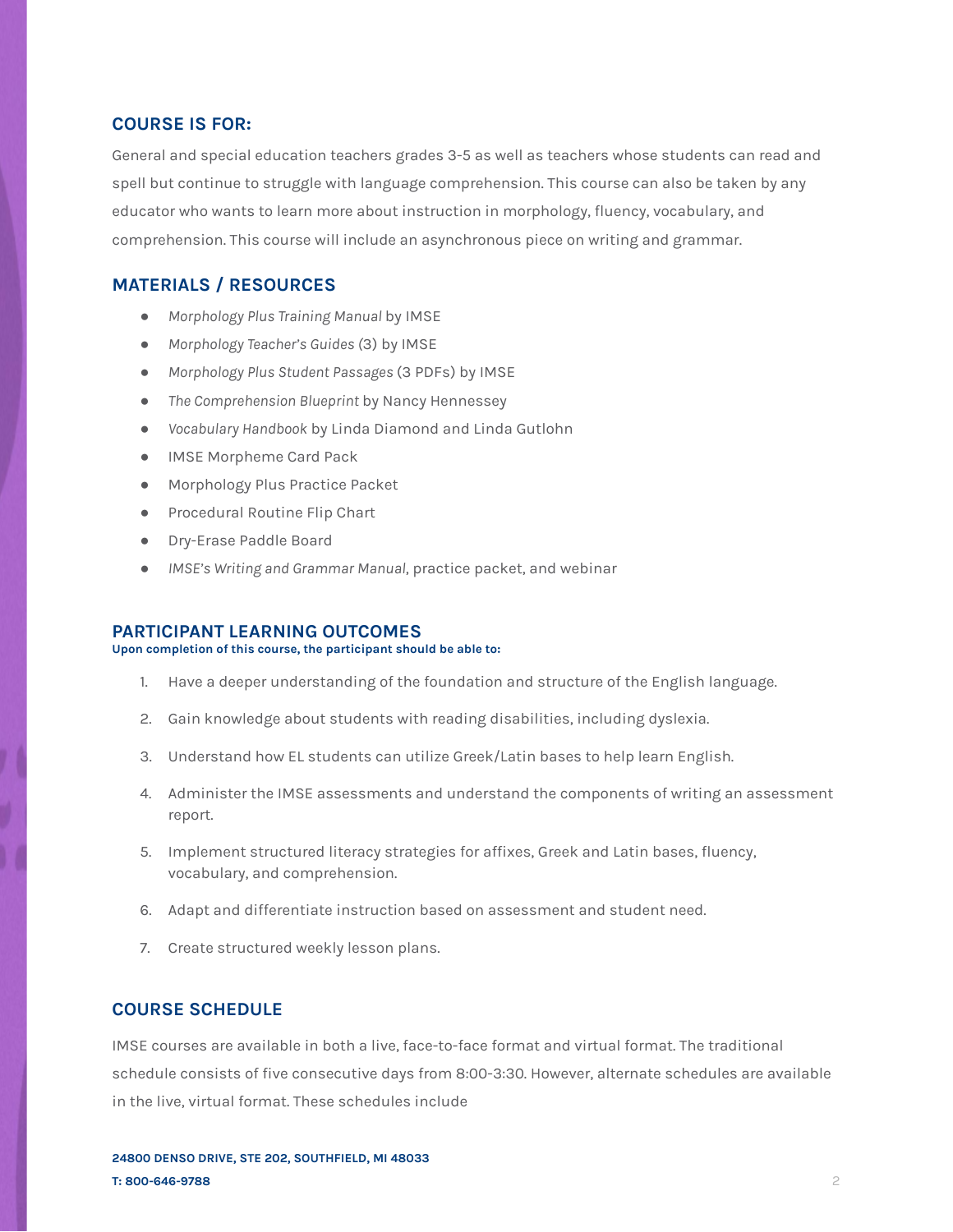## COURSE IS FOR:

General and special education teachers grades 3-5 as well as teachers whose students can read and spell but continue to struggle with language comprehension. This course can also be taken by any educator who wants to learn more about instruction in morphology, fluency, vocabulary, and comprehension. This course will include an asynchronous piece on writing and grammar.

## MATERIALS / RESOURCES

- *Morphology Plus Training Manual* by IMSE
- *Morphology Teacher's Guides* (3) by IMSE
- *Morphology Plus Student Passages* (3 PDFs) by IMSE
- *The Comprehension Blueprint* by Nancy Hennessey
- *Vocabulary Handbook* by Linda Diamond and Linda Gutlohn
- IMSE Morpheme Card Pack
- Morphology Plus Practice Packet
- Procedural Routine Flip Chart
- Dry-Erase Paddle Board
- *IMSE's Writing and Grammar Manual*, practice packet, and webinar

## PARTICIPANT LEARNING OUTCOMES

**Upon completion of this course, the participant should be able to:**

1. Have a deeper understanding of the foundation and structure of the English language.
2. Gain knowledge about students with reading disabilities, including dyslexia.
3. Understand how EL students can utilize Greek/Latin bases to help learn English.
4. Administer the IMSE assessments and understand the components of writing an assessment report.
5. Implement structured literacy strategies for affixes, Greek and Latin bases, fluency, vocabulary, and comprehension.
6. Adapt and differentiate instruction based on assessment and student need.
7. Create structured weekly lesson plans.

## COURSE SCHEDULE

IMSE courses are available in both a live, face-to-face format and virtual format. The traditional schedule consists of five consecutive days from 8:00-3:30. However, alternate schedules are available in the live, virtual format. These schedules include

**24800 DENSO DRIVE, STE 202, SOUTHFIELD, MI 48033**
**T: 800-646-9788**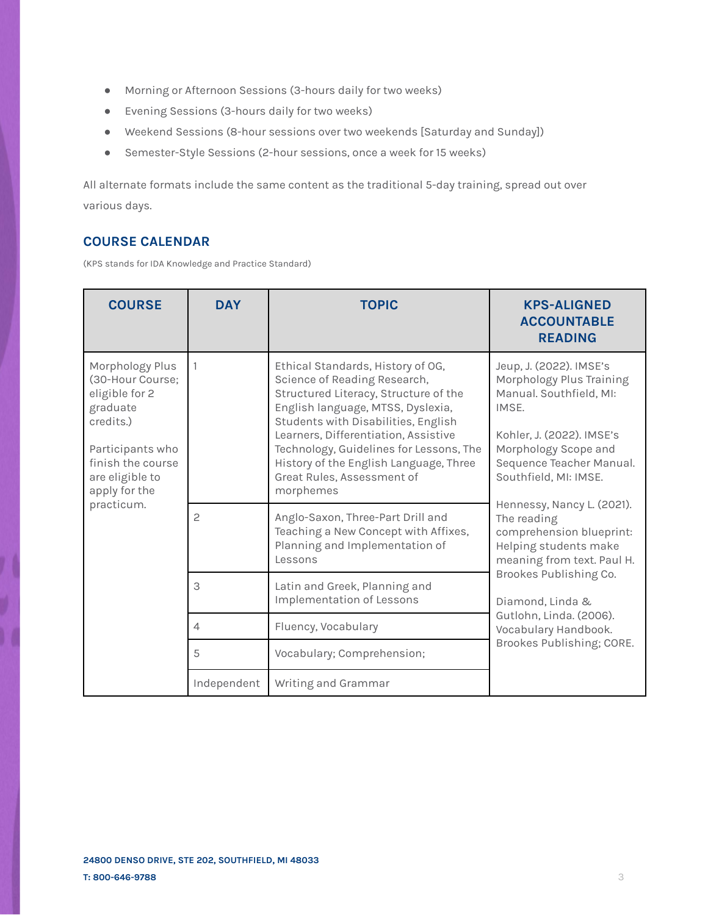- Morning or Afternoon Sessions (3-hours daily for two weeks)
- Evening Sessions (3-hours daily for two weeks)
- Weekend Sessions (8-hour sessions over two weekends [Saturday and Sunday])
- Semester-Style Sessions (2-hour sessions, once a week for 15 weeks)

All alternate formats include the same content as the traditional 5-day training, spread out over various days.

## COURSE CALENDAR

(KPS stands for IDA Knowledge and Practice Standard)

| COURSE | DAY | TOPIC | KPS-ALIGNED ACCOUNTABLE READING |
|---|---|---|---|
| Morphology Plus (30-Hour Course; eligible for 2 graduate credits.)<br><br>Participants who finish the course are eligible to apply for the practicum. | 1 | Ethical Standards, History of OG, Science of Reading Research, Structured Literacy, Structure of the English language, MTSS, Dyslexia, Students with Disabilities, English Learners, Differentiation, Assistive Technology, Guidelines for Lessons, The History of the English Language, Three Great Rules, Assessment of morphemes | Jeup, J. (2022). IMSE's Morphology Plus Training Manual. Southfield, MI: IMSE.<br><br>Kohler, J. (2022). IMSE's Morphology Scope and Sequence Teacher Manual. Southfield, MI: IMSE.<br><br>Hennessy, Nancy L. (2021). The reading comprehension blueprint: Helping students make meaning from text. Paul H. Brookes Publishing Co.<br><br>Diamond, Linda & Gutlohn, Linda. (2006). Vocabulary Handbook. Brookes Publishing; CORE. |
| | 2 | Anglo-Saxon, Three-Part Drill and Teaching a New Concept with Affixes, Planning and Implementation of Lessons | |
| | 3 | Latin and Greek, Planning and Implementation of Lessons | |
| | 4 | Fluency, Vocabulary | |
| | 5 | Vocabulary; Comprehension; | |
| | Independent | Writing and Grammar | |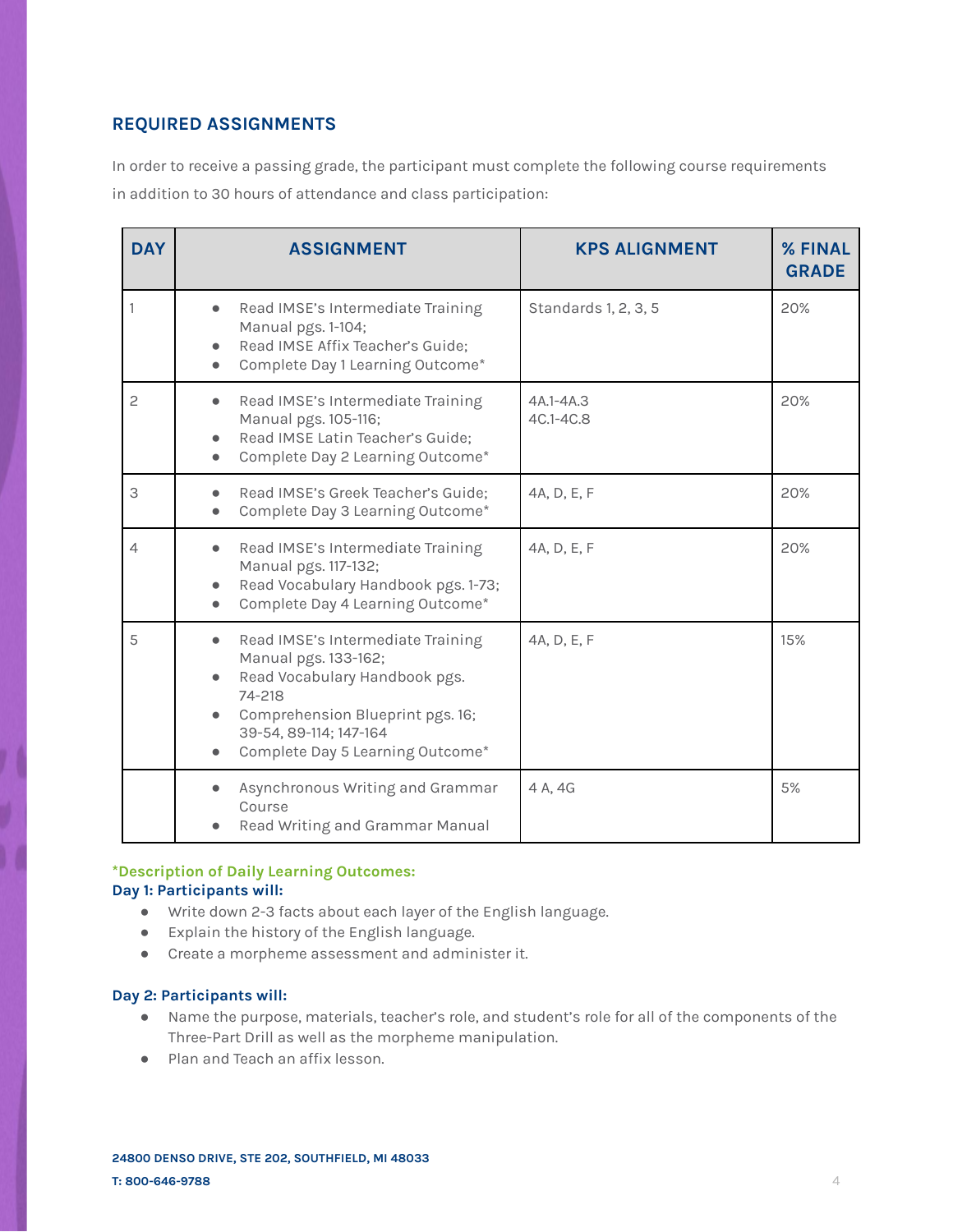## REQUIRED ASSIGNMENTS

In order to receive a passing grade, the participant must complete the following course requirements in addition to 30 hours of attendance and class participation:

| DAY | ASSIGNMENT | KPS ALIGNMENT | % FINAL GRADE |
|---|---|---|---|
| 1 | • Read IMSE's Intermediate Training Manual pgs. 1-104;<br>• Read IMSE Affix Teacher's Guide;<br>• Complete Day 1 Learning Outcome* | Standards 1, 2, 3, 5 | 20% |
| 2 | • Read IMSE's Intermediate Training Manual pgs. 105-116;<br>• Read IMSE Latin Teacher's Guide;<br>• Complete Day 2 Learning Outcome* | 4A.1-4A.3<br>4C.1-4C.8 | 20% |
| 3 | • Read IMSE's Greek Teacher's Guide;<br>• Complete Day 3 Learning Outcome* | 4A, D, E, F | 20% |
| 4 | • Read IMSE's Intermediate Training Manual pgs. 117-132;<br>• Read Vocabulary Handbook pgs. 1-73;<br>• Complete Day 4 Learning Outcome* | 4A, D, E, F | 20% |
| 5 | • Read IMSE's Intermediate Training Manual pgs. 133-162;<br>• Read Vocabulary Handbook pgs. 74-218<br>• Comprehension Blueprint pgs. 16; 39-54, 89-114; 147-164<br>• Complete Day 5 Learning Outcome* | 4A, D, E, F | 15% |
| | • Asynchronous Writing and Grammar Course<br>• Read Writing and Grammar Manual | 4 A, 4G | 5% |

**\*Description of Daily Learning Outcomes:**

**Day 1: Participants will:**

- Write down 2-3 facts about each layer of the English language.
- Explain the history of the English language.
- Create a morpheme assessment and administer it.

**Day 2: Participants will:**

- Name the purpose, materials, teacher's role, and student's role for all of the components of the Three-Part Drill as well as the morpheme manipulation.
- Plan and Teach an affix lesson.

24800 DENSO DRIVE, STE 202, SOUTHFIELD, MI 48033
T: 800-646-9788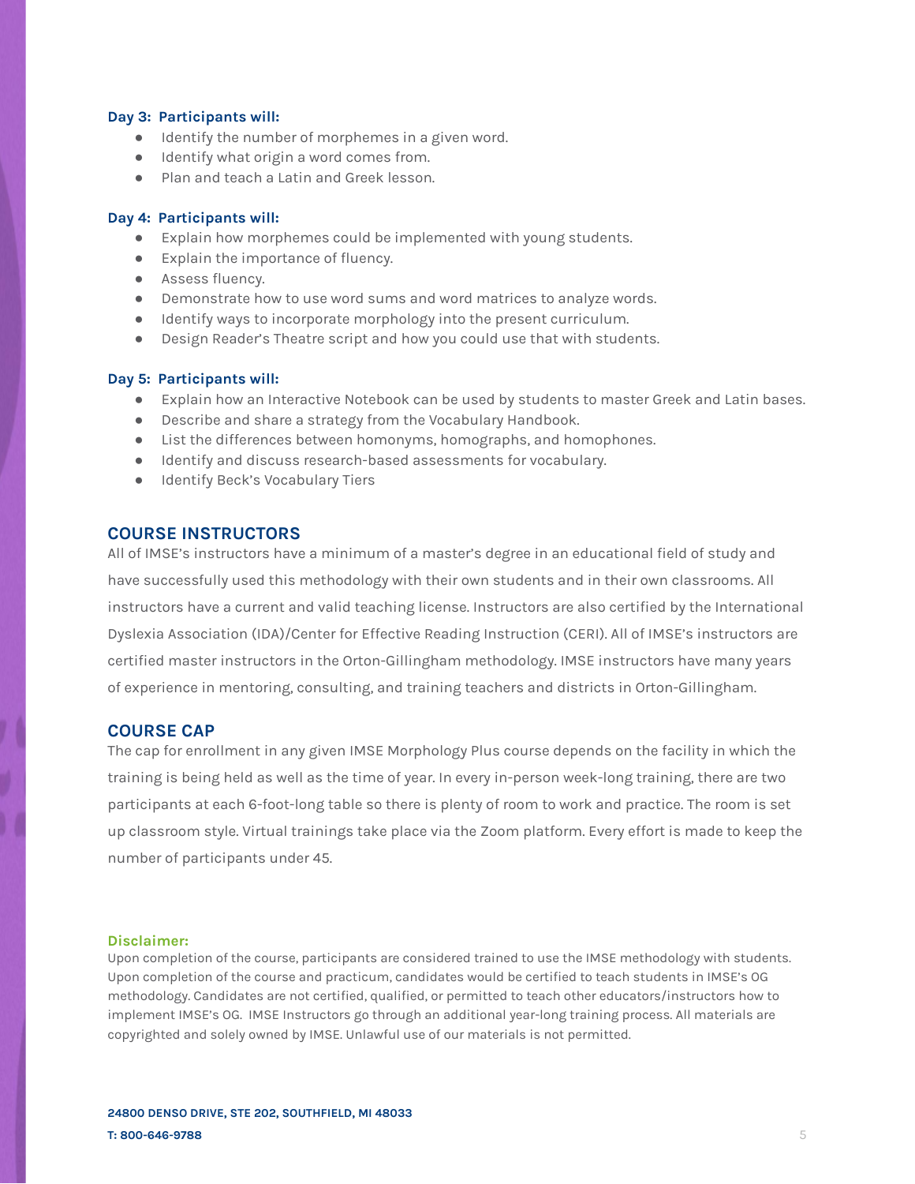**Day 3: Participants will:**

- Identify the number of morphemes in a given word.
- Identify what origin a word comes from.
- Plan and teach a Latin and Greek lesson.

**Day 4: Participants will:**

- Explain how morphemes could be implemented with young students.
- Explain the importance of fluency.
- Assess fluency.
- Demonstrate how to use word sums and word matrices to analyze words.
- Identify ways to incorporate morphology into the present curriculum.
- Design Reader's Theatre script and how you could use that with students.

**Day 5: Participants will:**

- Explain how an Interactive Notebook can be used by students to master Greek and Latin bases.
- Describe and share a strategy from the Vocabulary Handbook.
- List the differences between homonyms, homographs, and homophones.
- Identify and discuss research-based assessments for vocabulary.
- Identify Beck's Vocabulary Tiers

## COURSE INSTRUCTORS

All of IMSE's instructors have a minimum of a master's degree in an educational field of study and have successfully used this methodology with their own students and in their own classrooms. All instructors have a current and valid teaching license. Instructors are also certified by the International Dyslexia Association (IDA)/Center for Effective Reading Instruction (CERI). All of IMSE's instructors are certified master instructors in the Orton-Gillingham methodology. IMSE instructors have many years of experience in mentoring, consulting, and training teachers and districts in Orton-Gillingham.

## COURSE CAP

The cap for enrollment in any given IMSE Morphology Plus course depends on the facility in which the training is being held as well as the time of year. In every in-person week-long training, there are two participants at each 6-foot-long table so there is plenty of room to work and practice. The room is set up classroom style. Virtual trainings take place via the Zoom platform. Every effort is made to keep the number of participants under 45.

**Disclaimer:**

Upon completion of the course, participants are considered trained to use the IMSE methodology with students. Upon completion of the course and practicum, candidates would be certified to teach students in IMSE's OG methodology. Candidates are not certified, qualified, or permitted to teach other educators/instructors how to implement IMSE's OG. IMSE Instructors go through an additional year-long training process. All materials are copyrighted and solely owned by IMSE. Unlawful use of our materials is not permitted.

**24800 DENSO DRIVE, STE 202, SOUTHFIELD, MI 48033**

**T: 800-646-9788**